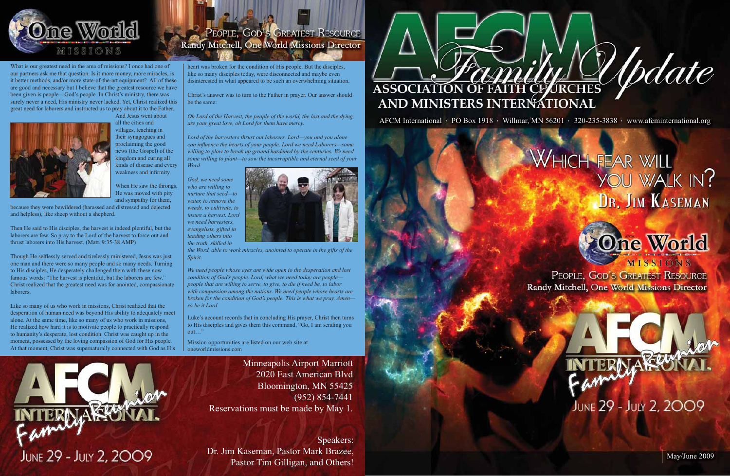# One World Missions

## People, God's Greatest Resource

### Randy Mitchell, One World Missions Director

What is our greatest need in the area of missions? I once had one of our partners ask me that question. Is it more money, more miracles, is it better methods, and/or more state-of-the-art equipment? All of these are good and necessary but I believe that the greatest resource we have been given is people—God's people. In Christ's ministry, there was surely never a need, His ministry never lacked. Yet, Christ realized this great need for laborers and instructed us to pray about it to the Father.

And Jesus went about all the cities and villages, teaching in their synagogues and proclaiming the good news (the Gospel) of the kingdom and curing all kinds of disease and every weakness and infirmity.

When He saw the throngs, He was moved with pity and sympathy for them, because they were bewildered (harassed and distressed and dejected and helpless), like sheep without a shepherd.

Then He said to His disciples, the harvest is indeed plentiful, but the laborers are few. So pray to the Lord of the harvest to force out and thrust laborers into His harvest. (Matt. 9:35-38 AMP)

Though He selflessly served and tirelessly ministered, Jesus was just one man and there were so many people and so many needs. Turning to His disciples, He desperately challenged them with these now famous words: "The harvest is plentiful, but the laborers are few." Christ realized that the greatest need was for anointed, compassionate laborers.

Like so many of us who work in missions, Christ realized that the desperation of human need was beyond His ability to adequately meet alone. At the same time, like so many of us who work in missions, He realized how hard it is to motivate people to practically respond to humanity's desperate, lost condition. Christ was caught up in the moment, possessed by the loving compassion of God for His people. At that moment, Christ was supernaturally connected with God as His heart was broken for the condition of His people. But the disciples, like so many disciples today, were disconnected and maybe even disinterested in what appeared to be such an overwhelming situation.

Christ's answer was to turn to the Father in prayer. Our answer should be the same:

*Oh Lord of the Harvest, the people of the world, the lost and the dying, are your great love, oh Lord for them have mercy.*

*Lord of the harvesters thrust out laborers. Lord—you and you alone can influence the hearts of your people. Lord we need Laborers—some willing to plow to break up ground hardened by the centuries. We need some willing to plant—to sow the incorruptible and eternal seed of your Word.*

*God, we need some who are willing to nurture that seed—to water, to remove the weeds, to cultivate, to insure a harvest. Lord we need harvesters, evangelists, gifted in leading others into the truth, skilled in the Word, able to work miracles, anointed to operate in the gifts of the Spirit.*

*We need people whose eyes are wide open to the desperation and lost condition of God's people. Lord, what we need today are people—people that are willing to serve, to give, to die if need be, to labor with compassion among the nations. We need people whose hearts are broken for the condition of God's people. This is what we pray. Amen—so be it Lord.*

Luke's account records that in concluding His prayer, Christ then turns to His disciples and gives them this command, "Go, I am sending you out…"

Mission opportunities are listed on our web site at oneworldmissions.com

AFCM International Family Reunion

June 29 - July 2, 2009

Minneapolis Airport Marriott
2020 East American Blvd
Bloomington, MN 55425
(952) 854-7441
Reservations must be made by May 1.

Speakers:
Dr. Jim Kaseman, Pastor Mark Brazee, Pastor Tim Gilligan, and Others!

# AFCM Family Update

## Association of Faith Churches and Ministers International

AFCM International · PO Box 1918 · Willmar, MN 56201 · 320-235-3838 · www.afcminternational.org

## Which Fear Will You Walk In?

### Dr. Jim Kaseman

## One World Missions

### People, God's Greatest Resource

Randy Mitchell, One World Missions Director

AFCM International Family Reunion

June 29 - July 2, 2009

May/June 2009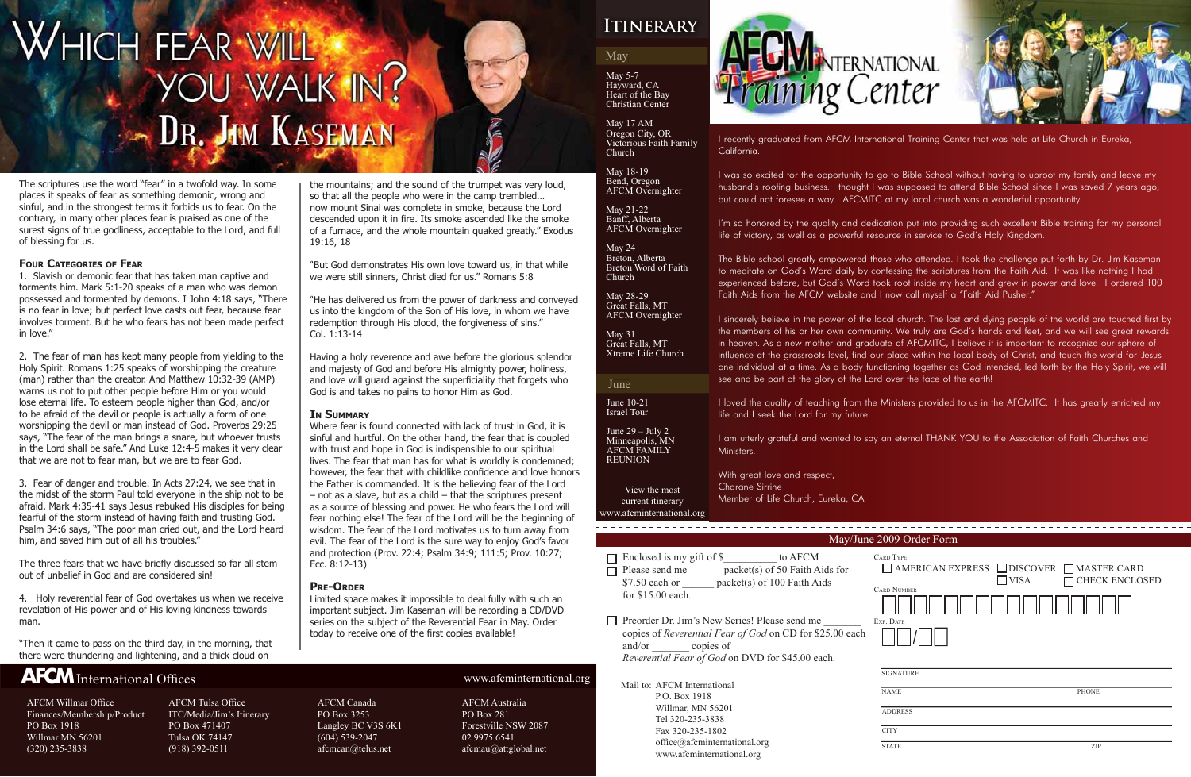# Which Fear Will You Walk In?

## Dr. Jim Kaseman

The scriptures use the word "fear" in a twofold way. In some places it speaks of fear as something demonic, wrong and sinful, and in the strongest terms it forbids us to fear. On the contrary, in many other places fear is praised as one of the surest signs of true godliness, acceptable to the Lord, and full of blessing for us.

### Four Categories of Fear

1. Slavish or demonic fear that has taken man captive and torments him. Mark 5:1-20 speaks of a man who was demon possessed and tormented by demons. I John 4:18 says, "There is no fear in love; but perfect love casts out fear, because fear involves torment. But he who fears has not been made perfect in love."

2. The fear of man has kept many people from yielding to the Holy Spirit. Romans 1:25 speaks of worshipping the creature (man) rather than the creator. And Matthew 10:32-39 (AMP) warns us not to put other people before Him or you would lose eternal life. To esteem people higher than God, and/or to be afraid of the devil or people is actually a form of one worshipping the devil or man instead of God. Proverbs 29:25 says, "The fear of the man brings a snare, but whoever trusts in the Lord shall be safe." And Luke 12:4-5 makes it very clear that we are not to fear man, but we are to fear God.

3. Fear of danger and trouble. In Acts 27:24, we see that in the midst of the storm Paul told everyone in the ship not to be afraid. Mark 4:35-41 says Jesus rebuked His disciples for being fearful of the storm instead of having faith and trusting God. Psalm 34:6 says, "The poor man cried out, and the Lord heard him, and saved him out of all his troubles."

The three fears that we have briefly discussed so far all stem out of unbelief in God and are considered sin!

4. Holy reverential fear of God overtakes us when we receive revelation of His power and of His loving kindness towards man.

"Then it came to pass on the third day, in the morning, that there were thundering and lightening, and a thick cloud on the mountains; and the sound of the trumpet was very loud, so that all the people who were in the camp trembled… now mount Sinai was complete in smoke, because the Lord descended upon it in fire. Its smoke ascended like the smoke of a furnace, and the whole mountain quaked greatly." Exodus 19:16, 18

"But God demonstrates His own love toward us, in that while we were still sinners, Christ died for us." Romans 5:8

"He has delivered us from the power of darkness and conveyed us into the kingdom of the Son of His love, in whom we have redemption through His blood, the forgiveness of sins." Col. 1:13-14

Having a holy reverence and awe before the glorious splendor and majesty of God and before His almighty power, holiness, and love will guard against the superficiality that forgets who God is and takes no pains to honor Him as God.

### In Summary

Where fear is found connected with lack of trust in God, it is sinful and hurtful. On the other hand, the fear that is coupled with trust and hope in God is indispensible to our spiritual lives. The fear that man has for what is worldly is condemned; however, the fear that with childlike confidence and love honors the Father is commanded. It is the believing fear of the Lord – not as a slave, but as a child – that the scriptures present as a source of blessing and power. He who fears the Lord will fear nothing else! The fear of the Lord will be the beginning of wisdom. The fear of the Lord motivates us to turn away from evil. The fear of the Lord is the sure way to enjoy God's favor and protection (Prov. 22:4; Psalm 34:9; 111:5; Prov. 10:27; Ecc. 8:12-13)

### Pre-Order

Limited space makes it impossible to deal fully with such an important subject. Jim Kaseman will be recording a CD/DVD series on the subject of the Reverential Fear in May. Order today to receive one of the first copies available!

## Itinerary

### May

May 5-7
Hayward, CA
Heart of the Bay Christian Center

May 17 AM
Oregon City, OR
Victorious Faith Family Church

May 18-19
Bend, Oregon
AFCM Overnighter

May 21-22
Banff, Alberta
AFCM Overnighter

May 24
Breton, Alberta
Breton Word of Faith Church

May 28-29
Great Falls, MT
AFCM Overnighter

May 31
Great Falls, MT
Xtreme Life Church

### June

June 10-21
Israel Tour

June 29 – July 2
Minneapolis, MN
AFCM FAMILY REUNION

View the most current itinerary
www.afcminternational.org

## AFCM International Training Center

I recently graduated from AFCM International Training Center that was held at Life Church in Eureka, California.

I was so excited for the opportunity to go to Bible School without having to uproot my family and leave my husband's roofing business. I thought I was supposed to attend Bible School since I was saved 7 years ago, but could not foresee a way. AFCMITC at my local church was a wonderful opportunity.

I'm so honored by the quality and dedication put into providing such excellent Bible training for my personal life of victory, as well as a powerful resource in service to God's Holy Kingdom.

The Bible school greatly empowered those who attended. I took the challenge put forth by Dr. Jim Kaseman to meditate on God's Word daily by confessing the scriptures from the Faith Aid. It was like nothing I had experienced before, but God's Word took root inside my heart and grew in power and love. I ordered 100 Faith Aids from the AFCM website and I now call myself a "Faith Aid Pusher."

I sincerely believe in the power of the local church. The lost and dying people of the world are touched first by the members of his or her own community. We truly are God's hands and feet, and we will see great rewards in heaven. As a new mother and graduate of AFCMITC, I believe it is important to recognize our sphere of influence at the grassroots level, find our place within the local body of Christ, and touch the world for Jesus one individual at a time. As a body functioning together as God intended, led forth by the Holy Spirit, we will see and be part of the glory of the Lord over the face of the earth!

I loved the quality of teaching from the Ministers provided to us in the AFCMITC. It has greatly enriched my life and I seek the Lord for my future.

I am utterly grateful and wanted to say an eternal THANK YOU to the Association of Faith Churches and Ministers.

With great love and respect,
Charane Sirrine
Member of Life Church, Eureka, CA

## May/June 2009 Order Form

☐ Enclosed is my gift of $__________ to AFCM

☐ Please send me ______ packet(s) of 50 Faith Aids for $7.50 each or ______ packet(s) of 100 Faith Aids for $15.00 each.

☐ Preorder Dr. Jim's New Series! Please send me _______ copies of *Reverential Fear of God* on CD for $25.00 each and/or _______ copies of *Reverential Fear of God* on DVD for $45.00 each.

Mail to: AFCM International
P.O. Box 1918
Willmar, MN 56201
Tel 320-235-3838
Fax 320-235-1802
office@afcminternational.org
www.afcminternational.org

Card Type
☐ AMERICAN EXPRESS ☐ DISCOVER ☐ MASTER CARD ☐ VISA ☐ CHECK ENCLOSED

Card Number

Exp. Date __/__

Signature

Name / Phone

Address

City

State / Zip

## AFCM International Offices

www.afcminternational.org

AFCM Willmar Office
Finances/Membership/Product
PO Box 1918
Willmar MN 56201
(320) 235-3838

AFCM Tulsa Office
ITC/Media/Jim's Itinerary
PO Box 471407
Tulsa OK 74147
(918) 392-0511

AFCM Canada
PO Box 3253
Langley BC V3S 6K1
(604) 539-2047
afcmcan@telus.net

AFCM Australia
PO Box 281
Forestville NSW 2087
02 9975 6541
afcmau@attglobal.net